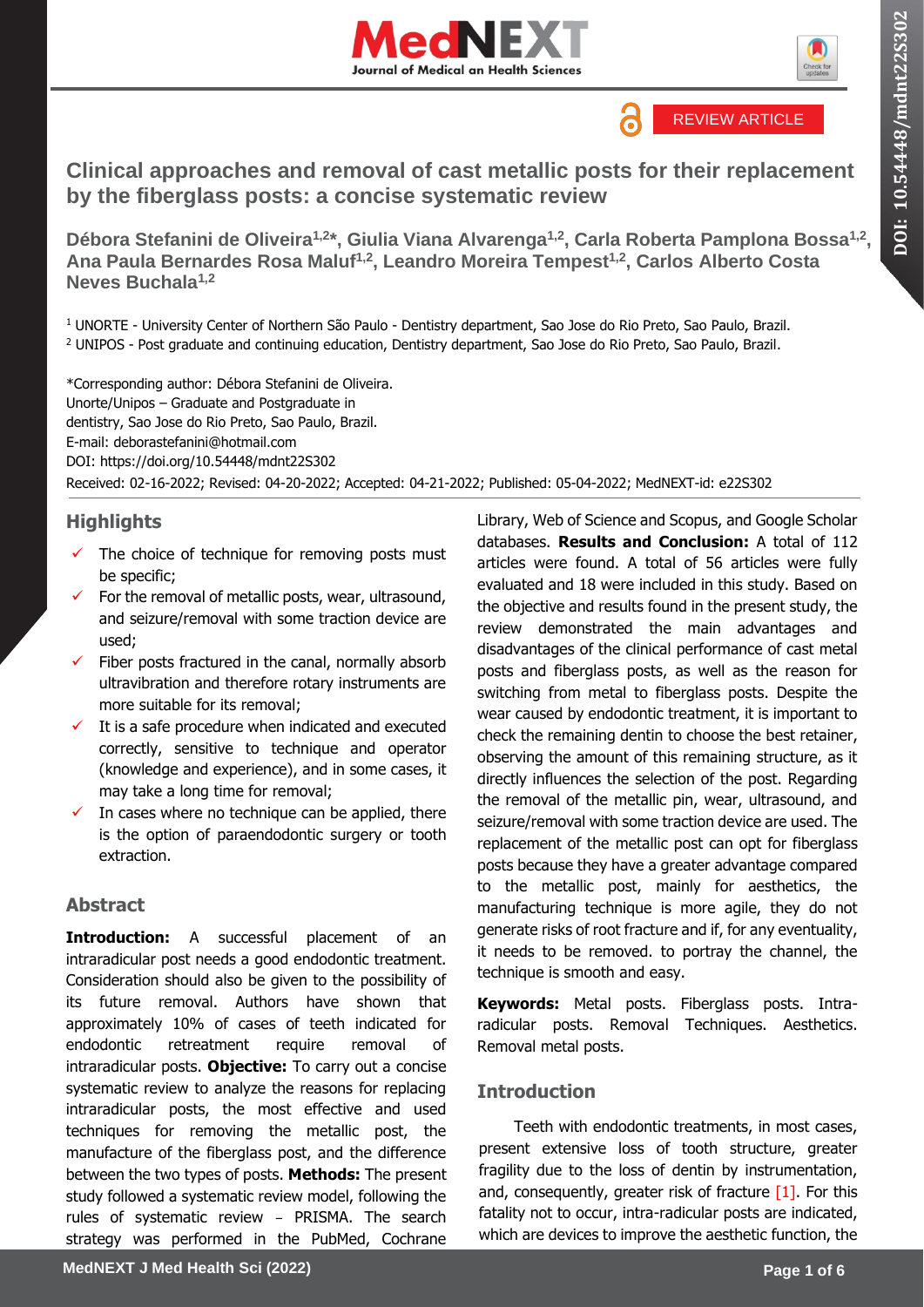REVIEW ARTICLE

# Clinical approaches and removal of cast metallic posts for their replacement by the fiberglass posts: a concise systematic review

**Débora Stefanini de Oliveira[1,2]*, Giulia Viana Alvarenga[1,2], Carla Roberta Pamplona Bossa[1,2], Ana Paula Bernardes Rosa Maluf[1,2], Leandro Moreira Tempest[1,2], Carlos Alberto Costa Neves Buchala[1,2]**

[1] UNORTE - University Center of Northern São Paulo - Dentistry department, Sao Jose do Rio Preto, Sao Paulo, Brazil.
[2] UNIPOS - Post graduate and continuing education, Dentistry department, Sao Jose do Rio Preto, Sao Paulo, Brazil.

*Corresponding author: Débora Stefanini de Oliveira.
Unorte/Unipos – Graduate and Postgraduate in dentistry, Sao Jose do Rio Preto, Sao Paulo, Brazil.
E-mail: deborastefanini@hotmail.com
DOI: https://doi.org/10.54448/mdnt22S302
Received: 02-16-2022; Revised: 04-20-2022; Accepted: 04-21-2022; Published: 05-04-2022; MedNEXT-id: e22S302

## Highlights

- The choice of technique for removing posts must be specific;
- For the removal of metallic posts, wear, ultrasound, and seizure/removal with some traction device are used;
- Fiber posts fractured in the canal, normally absorb ultravibration and therefore rotary instruments are more suitable for its removal;
- It is a safe procedure when indicated and executed correctly, sensitive to technique and operator (knowledge and experience), and in some cases, it may take a long time for removal;
- In cases where no technique can be applied, there is the option of paraendodontic surgery or tooth extraction.

## Abstract

**Introduction:** A successful placement of an intraradicular post needs a good endodontic treatment. Consideration should also be given to the possibility of its future removal. Authors have shown that approximately 10% of cases of teeth indicated for endodontic retreatment require removal of intraradicular posts. **Objective:** To carry out a concise systematic review to analyze the reasons for replacing intraradicular posts, the most effective and used techniques for removing the metallic post, the manufacture of the fiberglass post, and the difference between the two types of posts. **Methods:** The present study followed a systematic review model, following the rules of systematic review – PRISMA. The search strategy was performed in the PubMed, Cochrane Library, Web of Science and Scopus, and Google Scholar databases. **Results and Conclusion:** A total of 112 articles were found. A total of 56 articles were fully evaluated and 18 were included in this study. Based on the objective and results found in the present study, the review demonstrated the main advantages and disadvantages of the clinical performance of cast metal posts and fiberglass posts, as well as the reason for switching from metal to fiberglass posts. Despite the wear caused by endodontic treatment, it is important to check the remaining dentin to choose the best retainer, observing the amount of this remaining structure, as it directly influences the selection of the post. Regarding the removal of the metallic pin, wear, ultrasound, and seizure/removal with some traction device are used. The replacement of the metallic post can opt for fiberglass posts because they have a greater advantage compared to the metallic post, mainly for aesthetics, the manufacturing technique is more agile, they do not generate risks of root fracture and if, for any eventuality, it needs to be removed. to portray the channel, the technique is smooth and easy.

**Keywords:** Metal posts. Fiberglass posts. Intra-radicular posts. Removal Techniques. Aesthetics. Removal metal posts.

## Introduction

Teeth with endodontic treatments, in most cases, present extensive loss of tooth structure, greater fragility due to the loss of dentin by instrumentation, and, consequently, greater risk of fracture [1]. For this fatality not to occur, intra-radicular posts are indicated, which are devices to improve the aesthetic function, the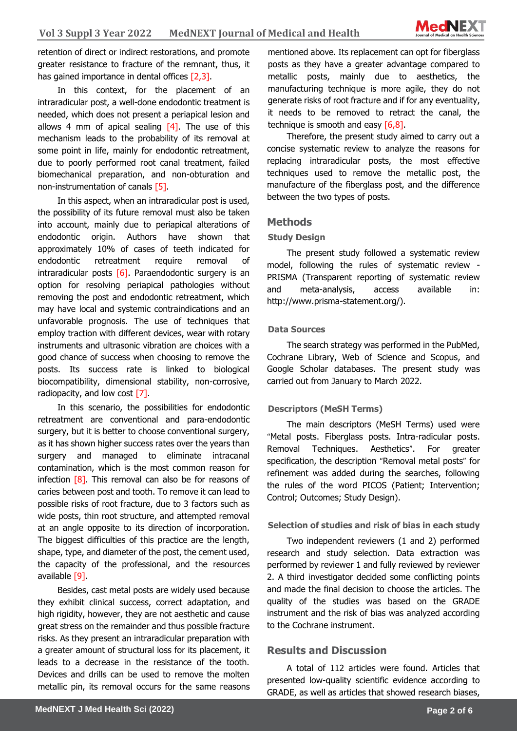retention of direct or indirect restorations, and promote greater resistance to fracture of the remnant, thus, it has gained importance in dental offices [2,3].

In this context, for the placement of an intraradicular post, a well-done endodontic treatment is needed, which does not present a periapical lesion and allows 4 mm of apical sealing [4]. The use of this mechanism leads to the probability of its removal at some point in life, mainly for endodontic retreatment, due to poorly performed root canal treatment, failed biomechanical preparation, and non-obturation and non-instrumentation of canals [5].

In this aspect, when an intraradicular post is used, the possibility of its future removal must also be taken into account, mainly due to periapical alterations of endodontic origin. Authors have shown that approximately 10% of cases of teeth indicated for endodontic retreatment require removal of intraradicular posts [6]. Paraendodontic surgery is an option for resolving periapical pathologies without removing the post and endodontic retreatment, which may have local and systemic contraindications and an unfavorable prognosis. The use of techniques that employ traction with different devices, wear with rotary instruments and ultrasonic vibration are choices with a good chance of success when choosing to remove the posts. Its success rate is linked to biological biocompatibility, dimensional stability, non-corrosive, radiopacity, and low cost [7].

In this scenario, the possibilities for endodontic retreatment are conventional and para-endodontic surgery, but it is better to choose conventional surgery, as it has shown higher success rates over the years than surgery and managed to eliminate intracanal contamination, which is the most common reason for infection [8]. This removal can also be for reasons of caries between post and tooth. To remove it can lead to possible risks of root fracture, due to 3 factors such as wide posts, thin root structure, and attempted removal at an angle opposite to its direction of incorporation. The biggest difficulties of this practice are the length, shape, type, and diameter of the post, the cement used, the capacity of the professional, and the resources available [9].

Besides, cast metal posts are widely used because they exhibit clinical success, correct adaptation, and high rigidity, however, they are not aesthetic and cause great stress on the remainder and thus possible fracture risks. As they present an intraradicular preparation with a greater amount of structural loss for its placement, it leads to a decrease in the resistance of the tooth. Devices and drills can be used to remove the molten metallic pin, its removal occurs for the same reasons mentioned above. Its replacement can opt for fiberglass posts as they have a greater advantage compared to metallic posts, mainly due to aesthetics, the manufacturing technique is more agile, they do not generate risks of root fracture and if for any eventuality, it needs to be removed to retract the canal, the technique is smooth and easy [6,8].

Therefore, the present study aimed to carry out a concise systematic review to analyze the reasons for replacing intraradicular posts, the most effective techniques used to remove the metallic post, the manufacture of the fiberglass post, and the difference between the two types of posts.

## Methods

### Study Design

The present study followed a systematic review model, following the rules of systematic review - PRISMA (Transparent reporting of systematic review and meta-analysis, access available in: http://www.prisma-statement.org/).

### Data Sources

The search strategy was performed in the PubMed, Cochrane Library, Web of Science and Scopus, and Google Scholar databases. The present study was carried out from January to March 2022.

### Descriptors (MeSH Terms)

The main descriptors (MeSH Terms) used were "Metal posts. Fiberglass posts. Intra-radicular posts. Removal Techniques. Aesthetics". For greater specification, the description "Removal metal posts" for refinement was added during the searches, following the rules of the word PICOS (Patient; Intervention; Control; Outcomes; Study Design).

### Selection of studies and risk of bias in each study

Two independent reviewers (1 and 2) performed research and study selection. Data extraction was performed by reviewer 1 and fully reviewed by reviewer 2. A third investigator decided some conflicting points and made the final decision to choose the articles. The quality of the studies was based on the GRADE instrument and the risk of bias was analyzed according to the Cochrane instrument.

## Results and Discussion

A total of 112 articles were found. Articles that presented low-quality scientific evidence according to GRADE, as well as articles that showed research biases,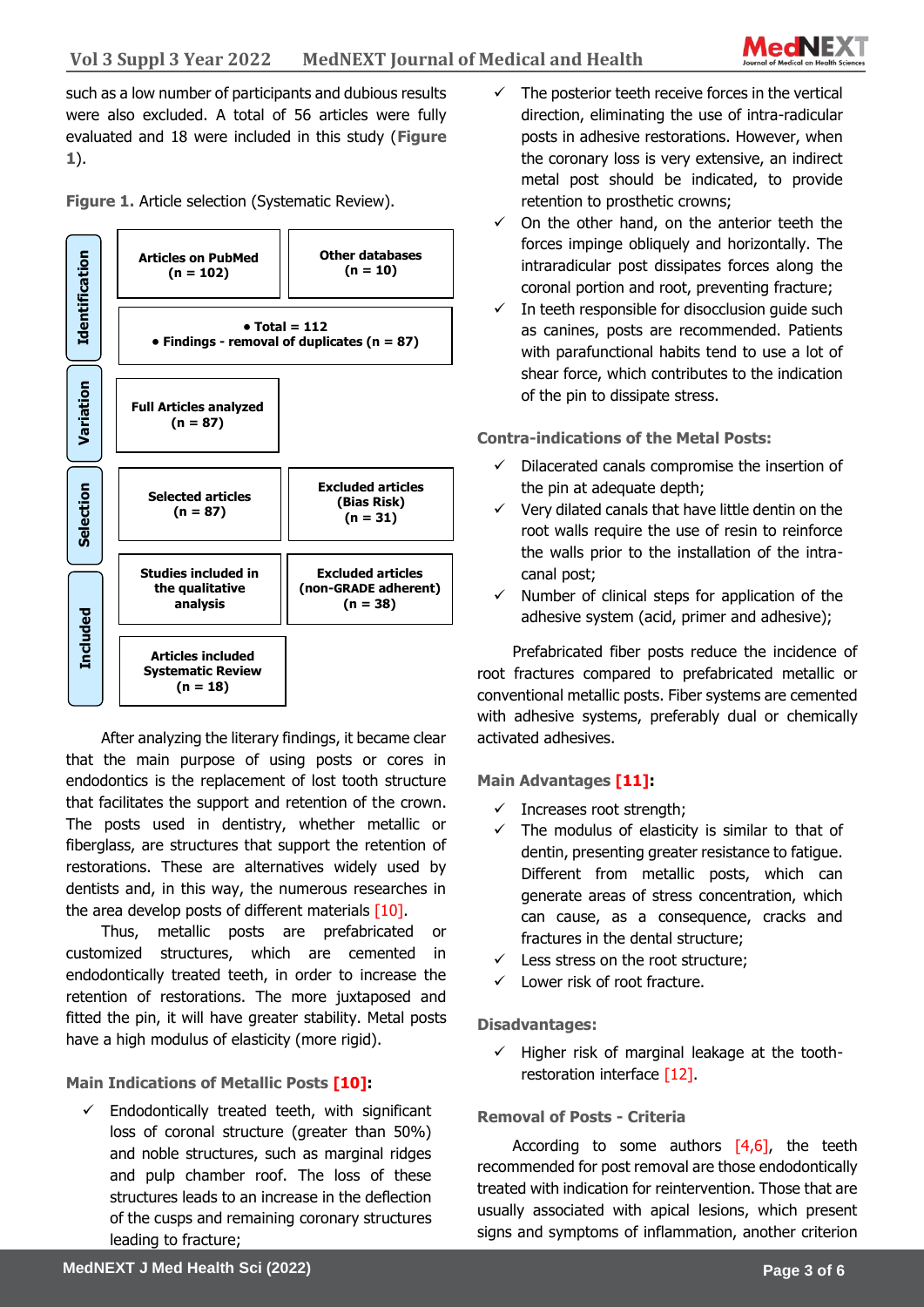such as a low number of participants and dubious results were also excluded. A total of 56 articles were fully evaluated and 18 were included in this study (**Figure 1**).

**Figure 1.** Article selection (Systematic Review).

| Stage | | |
|---|---|---|
| Identification | **Articles on PubMed (n = 102)** | **Other databases (n = 10)** |
| | **• Total = 112 • Findings - removal of duplicates (n = 87)** | |
| Variation | **Full Articles analyzed (n = 87)** | |
| Selection | **Selected articles (n = 87)** | **Excluded articles (Bias Risk) (n = 31)** |
| | **Studies included in the qualitative analysis** | **Excluded articles (non-GRADE adherent) (n = 38)** |
| Included | **Articles included Systematic Review (n = 18)** | |

After analyzing the literary findings, it became clear that the main purpose of using posts or cores in endodontics is the replacement of lost tooth structure that facilitates the support and retention of the crown. The posts used in dentistry, whether metallic or fiberglass, are structures that support the retention of restorations. These are alternatives widely used by dentists and, in this way, the numerous researches in the area develop posts of different materials [10].

Thus, metallic posts are prefabricated or customized structures, which are cemented in endodontically treated teeth, in order to increase the retention of restorations. The more juxtaposed and fitted the pin, it will have greater stability. Metal posts have a high modulus of elasticity (more rigid).

**Main Indications of Metallic Posts [10]:**

- ✓ Endodontically treated teeth, with significant loss of coronal structure (greater than 50%) and noble structures, such as marginal ridges and pulp chamber roof. The loss of these structures leads to an increase in the deflection of the cusps and remaining coronary structures leading to fracture;
- ✓ The posterior teeth receive forces in the vertical direction, eliminating the use of intra-radicular posts in adhesive restorations. However, when the coronary loss is very extensive, an indirect metal post should be indicated, to provide retention to prosthetic crowns;
- ✓ On the other hand, on the anterior teeth the forces impinge obliquely and horizontally. The intraradicular post dissipates forces along the coronal portion and root, preventing fracture;
- ✓ In teeth responsible for disocclusion guide such as canines, posts are recommended. Patients with parafunctional habits tend to use a lot of shear force, which contributes to the indication of the pin to dissipate stress.

**Contra-indications of the Metal Posts:**

- ✓ Dilacerated canals compromise the insertion of the pin at adequate depth;
- ✓ Very dilated canals that have little dentin on the root walls require the use of resin to reinforce the walls prior to the installation of the intra-canal post;
- ✓ Number of clinical steps for application of the adhesive system (acid, primer and adhesive);

Prefabricated fiber posts reduce the incidence of root fractures compared to prefabricated metallic or conventional metallic posts. Fiber systems are cemented with adhesive systems, preferably dual or chemically activated adhesives.

**Main Advantages [11]:**

- ✓ Increases root strength;
- ✓ The modulus of elasticity is similar to that of dentin, presenting greater resistance to fatigue. Different from metallic posts, which can generate areas of stress concentration, which can cause, as a consequence, cracks and fractures in the dental structure;
- ✓ Less stress on the root structure;
- ✓ Lower risk of root fracture.

**Disadvantages:**

- ✓ Higher risk of marginal leakage at the tooth-restoration interface [12].

**Removal of Posts - Criteria**

According to some authors [4,6], the teeth recommended for post removal are those endodontically treated with indication for reintervention. Those that are usually associated with apical lesions, which present signs and symptoms of inflammation, another criterion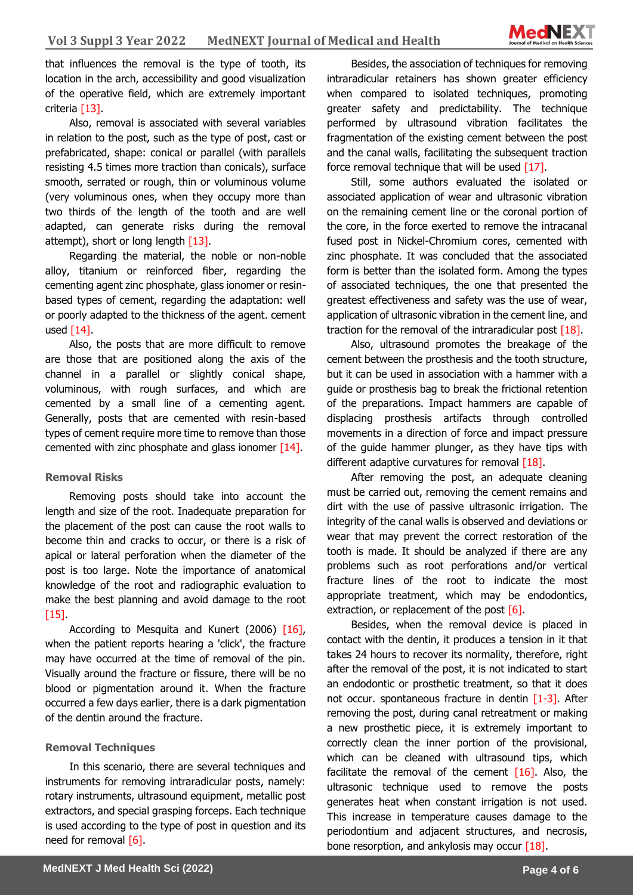that influences the removal is the type of tooth, its location in the arch, accessibility and good visualization of the operative field, which are extremely important criteria [13].

Also, removal is associated with several variables in relation to the post, such as the type of post, cast or prefabricated, shape: conical or parallel (with parallels resisting 4.5 times more traction than conicals), surface smooth, serrated or rough, thin or voluminous volume (very voluminous ones, when they occupy more than two thirds of the length of the tooth and are well adapted, can generate risks during the removal attempt), short or long length [13].

Regarding the material, the noble or non-noble alloy, titanium or reinforced fiber, regarding the cementing agent zinc phosphate, glass ionomer or resin-based types of cement, regarding the adaptation: well or poorly adapted to the thickness of the agent. cement used [14].

Also, the posts that are more difficult to remove are those that are positioned along the axis of the channel in a parallel or slightly conical shape, voluminous, with rough surfaces, and which are cemented by a small line of a cementing agent. Generally, posts that are cemented with resin-based types of cement require more time to remove than those cemented with zinc phosphate and glass ionomer [14].

### Removal Risks

Removing posts should take into account the length and size of the root. Inadequate preparation for the placement of the post can cause the root walls to become thin and cracks to occur, or there is a risk of apical or lateral perforation when the diameter of the post is too large. Note the importance of anatomical knowledge of the root and radiographic evaluation to make the best planning and avoid damage to the root [15].

According to Mesquita and Kunert (2006) [16], when the patient reports hearing a 'click', the fracture may have occurred at the time of removal of the pin. Visually around the fracture or fissure, there will be no blood or pigmentation around it. When the fracture occurred a few days earlier, there is a dark pigmentation of the dentin around the fracture.

### Removal Techniques

In this scenario, there are several techniques and instruments for removing intraradicular posts, namely: rotary instruments, ultrasound equipment, metallic post extractors, and special grasping forceps. Each technique is used according to the type of post in question and its need for removal [6].

Besides, the association of techniques for removing intraradicular retainers has shown greater efficiency when compared to isolated techniques, promoting greater safety and predictability. The technique performed by ultrasound vibration facilitates the fragmentation of the existing cement between the post and the canal walls, facilitating the subsequent traction force removal technique that will be used [17].

Still, some authors evaluated the isolated or associated application of wear and ultrasonic vibration on the remaining cement line or the coronal portion of the core, in the force exerted to remove the intracanal fused post in Nickel-Chromium cores, cemented with zinc phosphate. It was concluded that the associated form is better than the isolated form. Among the types of associated techniques, the one that presented the greatest effectiveness and safety was the use of wear, application of ultrasonic vibration in the cement line, and traction for the removal of the intraradicular post [18].

Also, ultrasound promotes the breakage of the cement between the prosthesis and the tooth structure, but it can be used in association with a hammer with a guide or prosthesis bag to break the frictional retention of the preparations. Impact hammers are capable of displacing prosthesis artifacts through controlled movements in a direction of force and impact pressure of the guide hammer plunger, as they have tips with different adaptive curvatures for removal [18].

After removing the post, an adequate cleaning must be carried out, removing the cement remains and dirt with the use of passive ultrasonic irrigation. The integrity of the canal walls is observed and deviations or wear that may prevent the correct restoration of the tooth is made. It should be analyzed if there are any problems such as root perforations and/or vertical fracture lines of the root to indicate the most appropriate treatment, which may be endodontics, extraction, or replacement of the post [6].

Besides, when the removal device is placed in contact with the dentin, it produces a tension in it that takes 24 hours to recover its normality, therefore, right after the removal of the post, it is not indicated to start an endodontic or prosthetic treatment, so that it does not occur. spontaneous fracture in dentin [1-3]. After removing the post, during canal retreatment or making a new prosthetic piece, it is extremely important to correctly clean the inner portion of the provisional, which can be cleaned with ultrasound tips, which facilitate the removal of the cement [16]. Also, the ultrasonic technique used to remove the posts generates heat when constant irrigation is not used. This increase in temperature causes damage to the periodontium and adjacent structures, and necrosis, bone resorption, and ankylosis may occur [18].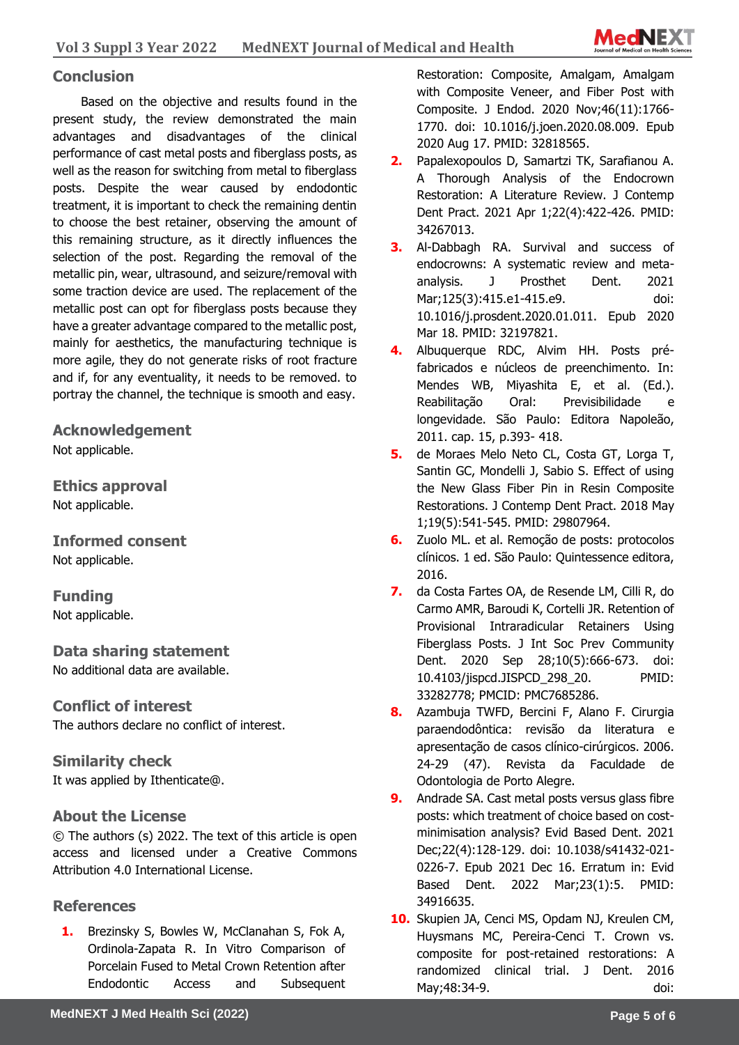## Conclusion

Based on the objective and results found in the present study, the review demonstrated the main advantages and disadvantages of the clinical performance of cast metal posts and fiberglass posts, as well as the reason for switching from metal to fiberglass posts. Despite the wear caused by endodontic treatment, it is important to check the remaining dentin to choose the best retainer, observing the amount of this remaining structure, as it directly influences the selection of the post. Regarding the removal of the metallic pin, wear, ultrasound, and seizure/removal with some traction device are used. The replacement of the metallic post can opt for fiberglass posts because they have a greater advantage compared to the metallic post, mainly for aesthetics, the manufacturing technique is more agile, they do not generate risks of root fracture and if, for any eventuality, it needs to be removed. to portray the channel, the technique is smooth and easy.

## Acknowledgement

Not applicable.

## Ethics approval

Not applicable.

## Informed consent

Not applicable.

## Funding

Not applicable.

## Data sharing statement

No additional data are available.

## Conflict of interest

The authors declare no conflict of interest.

## Similarity check

It was applied by Ithenticate@.

## About the License

© The authors (s) 2022. The text of this article is open access and licensed under a Creative Commons Attribution 4.0 International License.

## References

1. Brezinsky S, Bowles W, McClanahan S, Fok A, Ordinola-Zapata R. In Vitro Comparison of Porcelain Fused to Metal Crown Retention after Endodontic Access and Subsequent Restoration: Composite, Amalgam, Amalgam with Composite Veneer, and Fiber Post with Composite. J Endod. 2020 Nov;46(11):1766-1770. doi: 10.1016/j.joen.2020.08.009. Epub 2020 Aug 17. PMID: 32818565.
2. Papalexopoulos D, Samartzi TK, Sarafianou A. A Thorough Analysis of the Endocrown Restoration: A Literature Review. J Contemp Dent Pract. 2021 Apr 1;22(4):422-426. PMID: 34267013.
3. Al-Dabbagh RA. Survival and success of endocrowns: A systematic review and meta-analysis. J Prosthet Dent. 2021 Mar;125(3):415.e1-415.e9. doi: 10.1016/j.prosdent.2020.01.011. Epub 2020 Mar 18. PMID: 32197821.
4. Albuquerque RDC, Alvim HH. Posts pré-fabricados e núcleos de preenchimento. In: Mendes WB, Miyashita E, et al. (Ed.). Reabilitação Oral: Previsibilidade e longevidade. São Paulo: Editora Napoleão, 2011. cap. 15, p.393- 418.
5. de Moraes Melo Neto CL, Costa GT, Lorga T, Santin GC, Mondelli J, Sabio S. Effect of using the New Glass Fiber Pin in Resin Composite Restorations. J Contemp Dent Pract. 2018 May 1;19(5):541-545. PMID: 29807964.
6. Zuolo ML. et al. Remoção de posts: protocolos clínicos. 1 ed. São Paulo: Quintessence editora, 2016.
7. da Costa Fartes OA, de Resende LM, Cilli R, do Carmo AMR, Baroudi K, Cortelli JR. Retention of Provisional Intraradicular Retainers Using Fiberglass Posts. J Int Soc Prev Community Dent. 2020 Sep 28;10(5):666-673. doi: 10.4103/jispcd.JISPCD_298_20. PMID: 33282778; PMCID: PMC7685286.
8. Azambuja TWFD, Bercini F, Alano F. Cirurgia paraendodôntica: revisão da literatura e apresentação de casos clínico-cirúrgicos. 2006. 24-29 (47). Revista da Faculdade de Odontologia de Porto Alegre.
9. Andrade SA. Cast metal posts versus glass fibre posts: which treatment of choice based on cost-minimisation analysis? Evid Based Dent. 2021 Dec;22(4):128-129. doi: 10.1038/s41432-021-0226-7. Epub 2021 Dec 16. Erratum in: Evid Based Dent. 2022 Mar;23(1):5. PMID: 34916635.
10. Skupien JA, Cenci MS, Opdam NJ, Kreulen CM, Huysmans MC, Pereira-Cenci T. Crown vs. composite for post-retained restorations: A randomized clinical trial. J Dent. 2016 May;48:34-9. doi: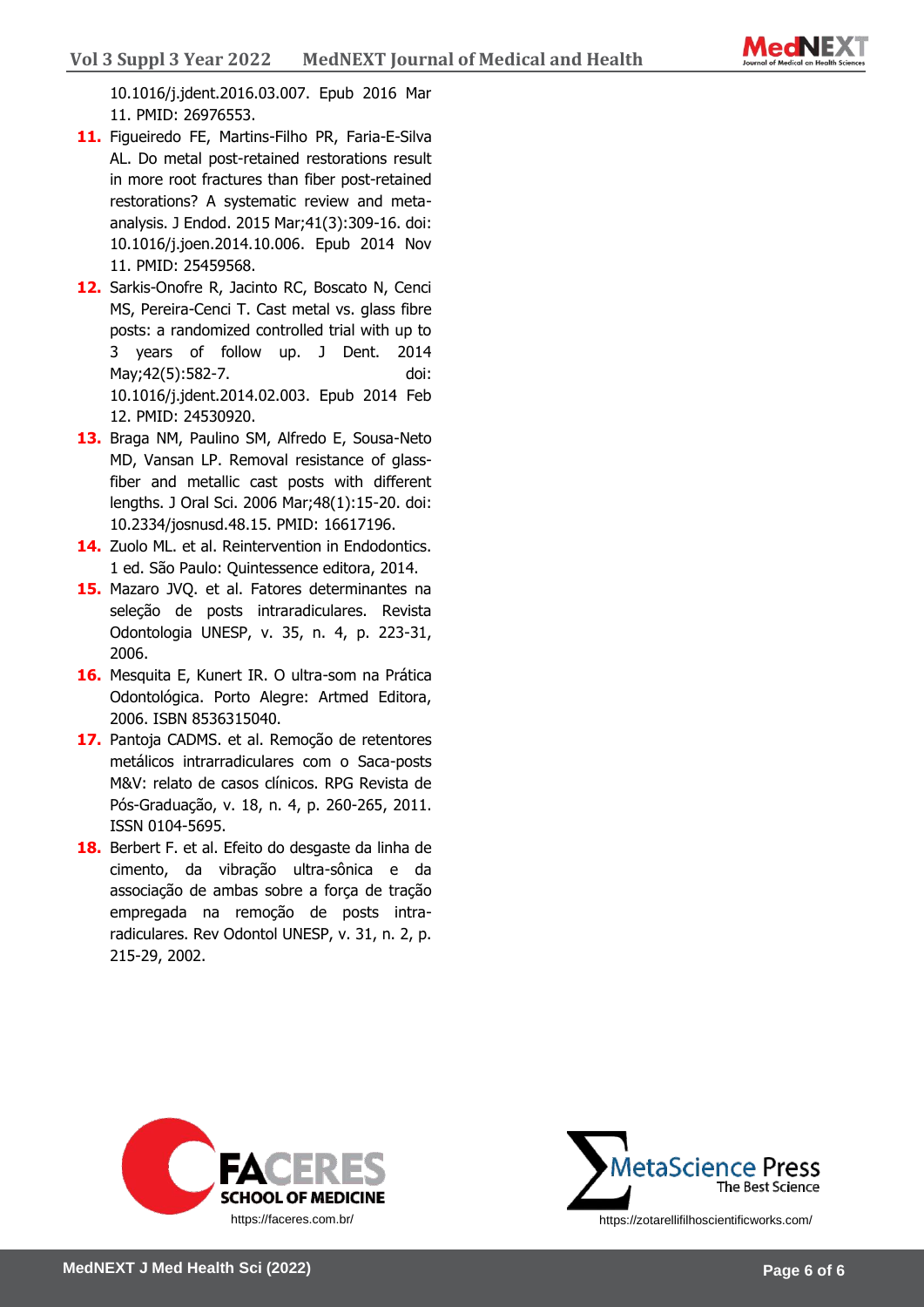10.1016/j.jdent.2016.03.007. Epub 2016 Mar 11. PMID: 26976553.

11. Figueiredo FE, Martins-Filho PR, Faria-E-Silva AL. Do metal post-retained restorations result in more root fractures than fiber post-retained restorations? A systematic review and meta-analysis. J Endod. 2015 Mar;41(3):309-16. doi: 10.1016/j.joen.2014.10.006. Epub 2014 Nov 11. PMID: 25459568.
12. Sarkis-Onofre R, Jacinto RC, Boscato N, Cenci MS, Pereira-Cenci T. Cast metal vs. glass fibre posts: a randomized controlled trial with up to 3 years of follow up. J Dent. 2014 May;42(5):582-7. doi: 10.1016/j.jdent.2014.02.003. Epub 2014 Feb 12. PMID: 24530920.
13. Braga NM, Paulino SM, Alfredo E, Sousa-Neto MD, Vansan LP. Removal resistance of glass-fiber and metallic cast posts with different lengths. J Oral Sci. 2006 Mar;48(1):15-20. doi: 10.2334/josnusd.48.15. PMID: 16617196.
14. Zuolo ML. et al. Reintervention in Endodontics. 1 ed. São Paulo: Quintessence editora, 2014.
15. Mazaro JVQ. et al. Fatores determinantes na seleção de posts intraradiculares. Revista Odontologia UNESP, v. 35, n. 4, p. 223-31, 2006.
16. Mesquita E, Kunert IR. O ultra-som na Prática Odontológica. Porto Alegre: Artmed Editora, 2006. ISBN 8536315040.
17. Pantoja CADMS. et al. Remoção de retentores metálicos intrarradiculares com o Saca-posts M&V: relato de casos clínicos. RPG Revista de Pós-Graduação, v. 18, n. 4, p. 260-265, 2011. ISSN 0104-5695.
18. Berbert F. et al. Efeito do desgaste da linha de cimento, da vibração ultra-sônica e da associação de ambas sobre a força de tração empregada na remoção de posts intra-radiculares. Rev Odontol UNESP, v. 31, n. 2, p. 215-29, 2002.

FACERES SCHOOL OF MEDICINE
https://faceres.com.br/

MetaScience Press
The Best Science
https://zotarellifilhoscientificworks.com/